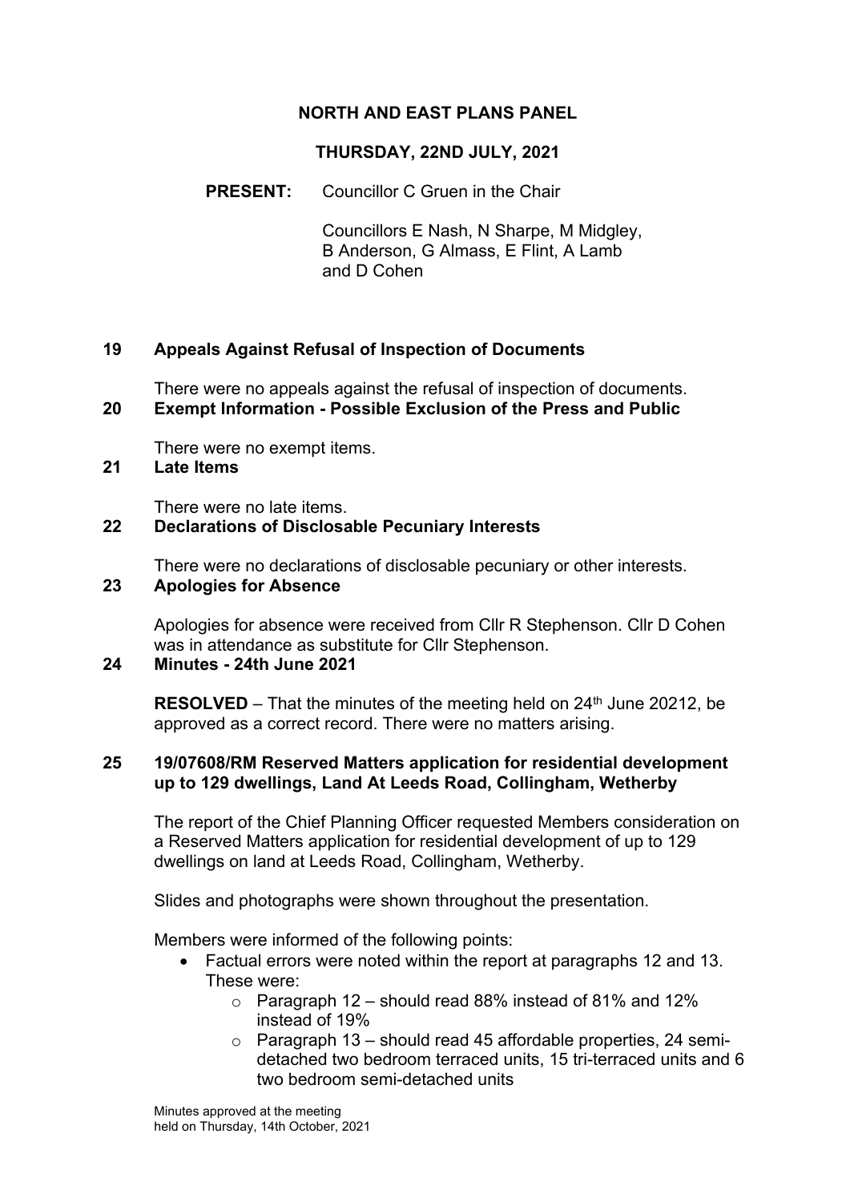# NORTH AND EAST PLANS PANEL

## THURSDAY, 22ND JULY, 2021

**PRESENT:** Councillor C Gruen in the Chair

Councillors E Nash, N Sharpe, M Midgley, B Anderson, G Almass, E Flint, A Lamb and D Cohen

### 19 Appeals Against Refusal of Inspection of Documents

There were no appeals against the refusal of inspection of documents.

### 20 Exempt Information - Possible Exclusion of the Press and Public

There were no exempt items.

### 21 Late Items

There were no late items.

### 22 Declarations of Disclosable Pecuniary Interests

There were no declarations of disclosable pecuniary or other interests.

### 23 Apologies for Absence

Apologies for absence were received from Cllr R Stephenson. Cllr D Cohen was in attendance as substitute for Cllr Stephenson.

### 24 Minutes - 24th June 2021

**RESOLVED** – That the minutes of the meeting held on 24th June 20212, be approved as a correct record. There were no matters arising.

### 25 19/07608/RM Reserved Matters application for residential development up to 129 dwellings, Land At Leeds Road, Collingham, Wetherby

The report of the Chief Planning Officer requested Members consideration on a Reserved Matters application for residential development of up to 129 dwellings on land at Leeds Road, Collingham, Wetherby.

Slides and photographs were shown throughout the presentation.

Members were informed of the following points:

- Factual errors were noted within the report at paragraphs 12 and 13. These were:
  - Paragraph 12 – should read 88% instead of 81% and 12% instead of 19%
  - Paragraph 13 – should read 45 affordable properties, 24 semi-detached two bedroom terraced units, 15 tri-terraced units and 6 two bedroom semi-detached units

Minutes approved at the meeting held on Thursday, 14th October, 2021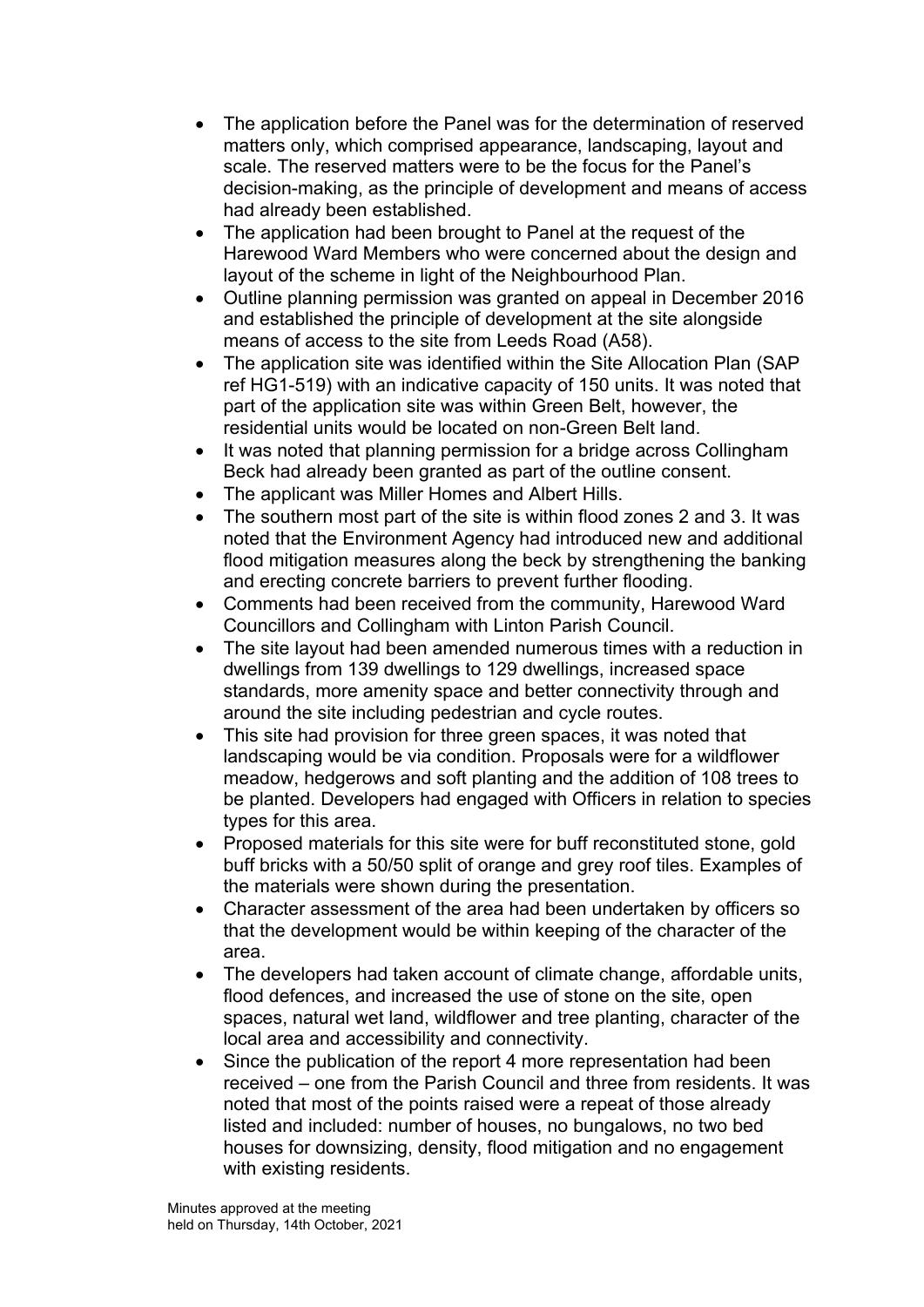- The application before the Panel was for the determination of reserved matters only, which comprised appearance, landscaping, layout and scale. The reserved matters were to be the focus for the Panel's decision-making, as the principle of development and means of access had already been established.
- The application had been brought to Panel at the request of the Harewood Ward Members who were concerned about the design and layout of the scheme in light of the Neighbourhood Plan.
- Outline planning permission was granted on appeal in December 2016 and established the principle of development at the site alongside means of access to the site from Leeds Road (A58).
- The application site was identified within the Site Allocation Plan (SAP ref HG1-519) with an indicative capacity of 150 units. It was noted that part of the application site was within Green Belt, however, the residential units would be located on non-Green Belt land.
- It was noted that planning permission for a bridge across Collingham Beck had already been granted as part of the outline consent.
- The applicant was Miller Homes and Albert Hills.
- The southern most part of the site is within flood zones 2 and 3. It was noted that the Environment Agency had introduced new and additional flood mitigation measures along the beck by strengthening the banking and erecting concrete barriers to prevent further flooding.
- Comments had been received from the community, Harewood Ward Councillors and Collingham with Linton Parish Council.
- The site layout had been amended numerous times with a reduction in dwellings from 139 dwellings to 129 dwellings, increased space standards, more amenity space and better connectivity through and around the site including pedestrian and cycle routes.
- This site had provision for three green spaces, it was noted that landscaping would be via condition. Proposals were for a wildflower meadow, hedgerows and soft planting and the addition of 108 trees to be planted. Developers had engaged with Officers in relation to species types for this area.
- Proposed materials for this site were for buff reconstituted stone, gold buff bricks with a 50/50 split of orange and grey roof tiles. Examples of the materials were shown during the presentation.
- Character assessment of the area had been undertaken by officers so that the development would be within keeping of the character of the area.
- The developers had taken account of climate change, affordable units, flood defences, and increased the use of stone on the site, open spaces, natural wet land, wildflower and tree planting, character of the local area and accessibility and connectivity.
- Since the publication of the report 4 more representation had been received – one from the Parish Council and three from residents. It was noted that most of the points raised were a repeat of those already listed and included: number of houses, no bungalows, no two bed houses for downsizing, density, flood mitigation and no engagement with existing residents.

Minutes approved at the meeting held on Thursday, 14th October, 2021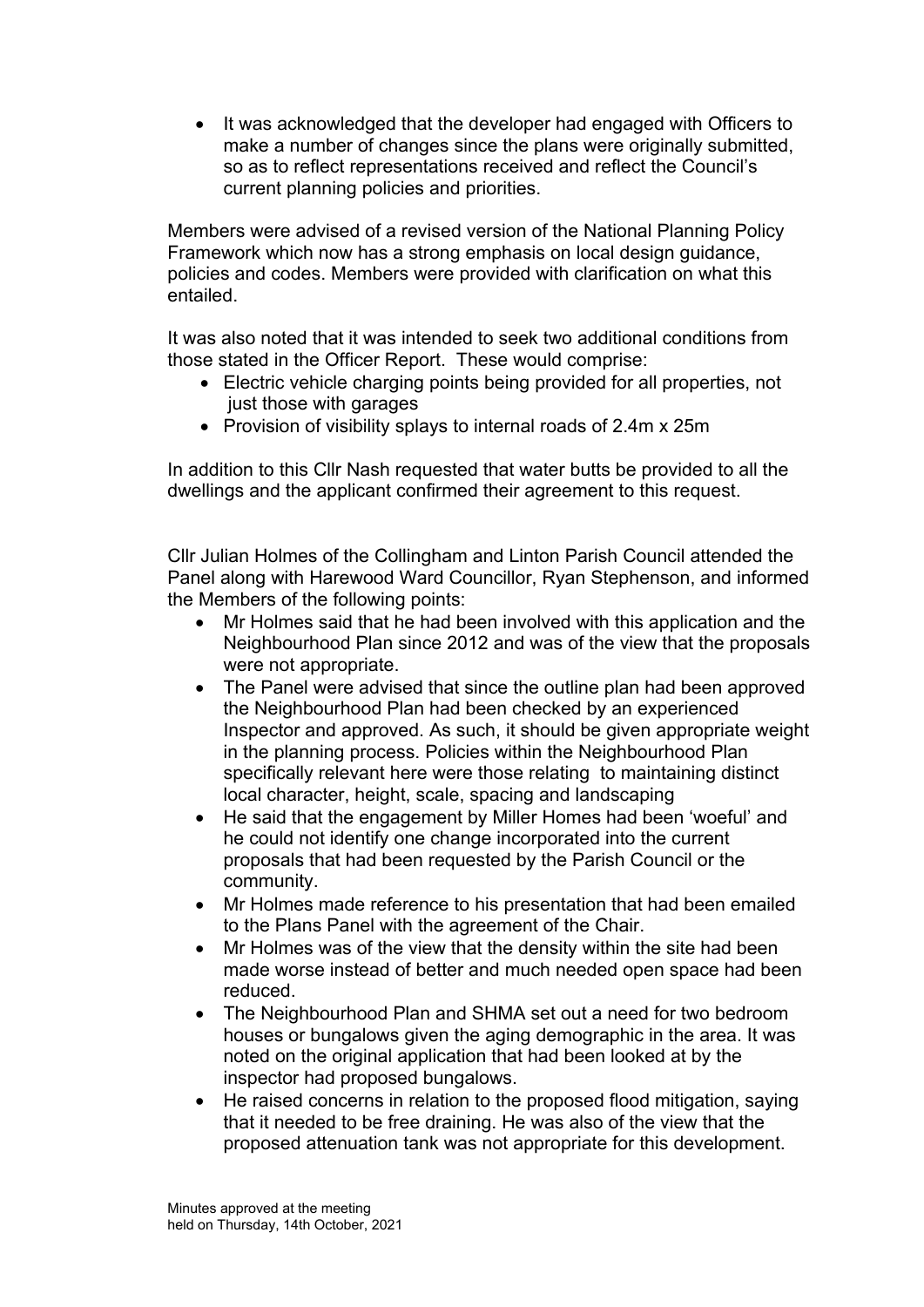- It was acknowledged that the developer had engaged with Officers to make a number of changes since the plans were originally submitted, so as to reflect representations received and reflect the Council's current planning policies and priorities.

Members were advised of a revised version of the National Planning Policy Framework which now has a strong emphasis on local design guidance, policies and codes. Members were provided with clarification on what this entailed.

It was also noted that it was intended to seek two additional conditions from those stated in the Officer Report. These would comprise:

- Electric vehicle charging points being provided for all properties, not just those with garages
- Provision of visibility splays to internal roads of 2.4m x 25m

In addition to this Cllr Nash requested that water butts be provided to all the dwellings and the applicant confirmed their agreement to this request.

Cllr Julian Holmes of the Collingham and Linton Parish Council attended the Panel along with Harewood Ward Councillor, Ryan Stephenson, and informed the Members of the following points:

- Mr Holmes said that he had been involved with this application and the Neighbourhood Plan since 2012 and was of the view that the proposals were not appropriate.
- The Panel were advised that since the outline plan had been approved the Neighbourhood Plan had been checked by an experienced Inspector and approved. As such, it should be given appropriate weight in the planning process. Policies within the Neighbourhood Plan specifically relevant here were those relating to maintaining distinct local character, height, scale, spacing and landscaping
- He said that the engagement by Miller Homes had been 'woeful' and he could not identify one change incorporated into the current proposals that had been requested by the Parish Council or the community.
- Mr Holmes made reference to his presentation that had been emailed to the Plans Panel with the agreement of the Chair.
- Mr Holmes was of the view that the density within the site had been made worse instead of better and much needed open space had been reduced.
- The Neighbourhood Plan and SHMA set out a need for two bedroom houses or bungalows given the aging demographic in the area. It was noted on the original application that had been looked at by the inspector had proposed bungalows.
- He raised concerns in relation to the proposed flood mitigation, saying that it needed to be free draining. He was also of the view that the proposed attenuation tank was not appropriate for this development.

Minutes approved at the meeting held on Thursday, 14th October, 2021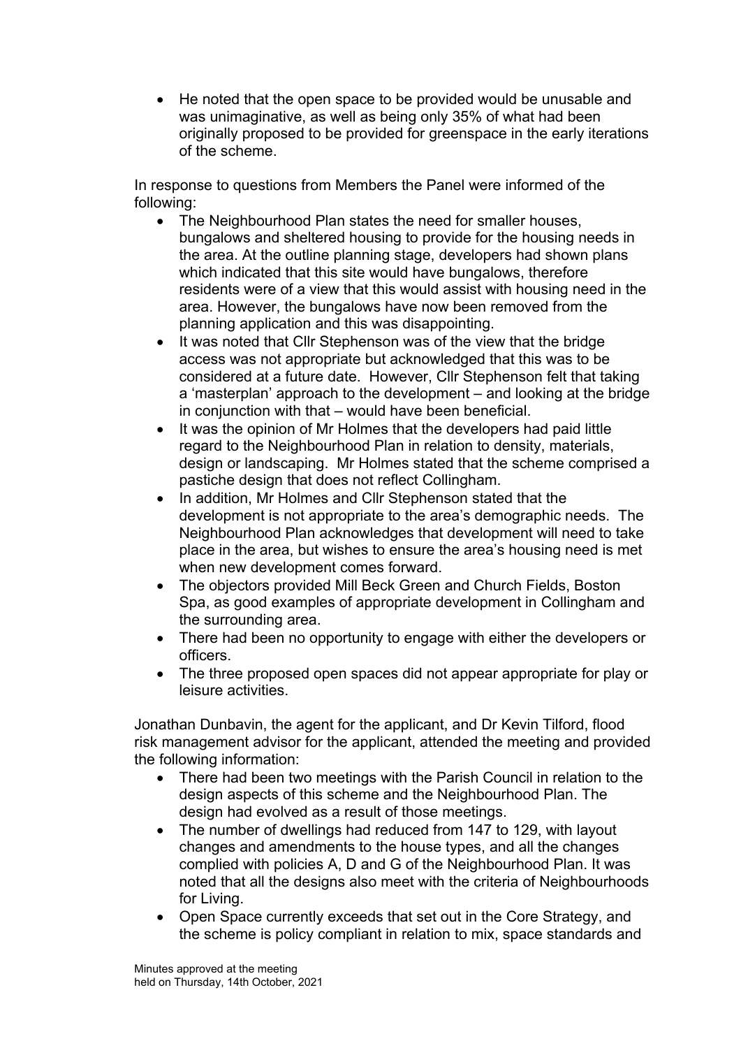- He noted that the open space to be provided would be unusable and was unimaginative, as well as being only 35% of what had been originally proposed to be provided for greenspace in the early iterations of the scheme.

In response to questions from Members the Panel were informed of the following:

- The Neighbourhood Plan states the need for smaller houses, bungalows and sheltered housing to provide for the housing needs in the area. At the outline planning stage, developers had shown plans which indicated that this site would have bungalows, therefore residents were of a view that this would assist with housing need in the area. However, the bungalows have now been removed from the planning application and this was disappointing.
- It was noted that Cllr Stephenson was of the view that the bridge access was not appropriate but acknowledged that this was to be considered at a future date. However, Cllr Stephenson felt that taking a 'masterplan' approach to the development – and looking at the bridge in conjunction with that – would have been beneficial.
- It was the opinion of Mr Holmes that the developers had paid little regard to the Neighbourhood Plan in relation to density, materials, design or landscaping. Mr Holmes stated that the scheme comprised a pastiche design that does not reflect Collingham.
- In addition, Mr Holmes and Cllr Stephenson stated that the development is not appropriate to the area's demographic needs. The Neighbourhood Plan acknowledges that development will need to take place in the area, but wishes to ensure the area's housing need is met when new development comes forward.
- The objectors provided Mill Beck Green and Church Fields, Boston Spa, as good examples of appropriate development in Collingham and the surrounding area.
- There had been no opportunity to engage with either the developers or officers.
- The three proposed open spaces did not appear appropriate for play or leisure activities.

Jonathan Dunbavin, the agent for the applicant, and Dr Kevin Tilford, flood risk management advisor for the applicant, attended the meeting and provided the following information:

- There had been two meetings with the Parish Council in relation to the design aspects of this scheme and the Neighbourhood Plan. The design had evolved as a result of those meetings.
- The number of dwellings had reduced from 147 to 129, with layout changes and amendments to the house types, and all the changes complied with policies A, D and G of the Neighbourhood Plan. It was noted that all the designs also meet with the criteria of Neighbourhoods for Living.
- Open Space currently exceeds that set out in the Core Strategy, and the scheme is policy compliant in relation to mix, space standards and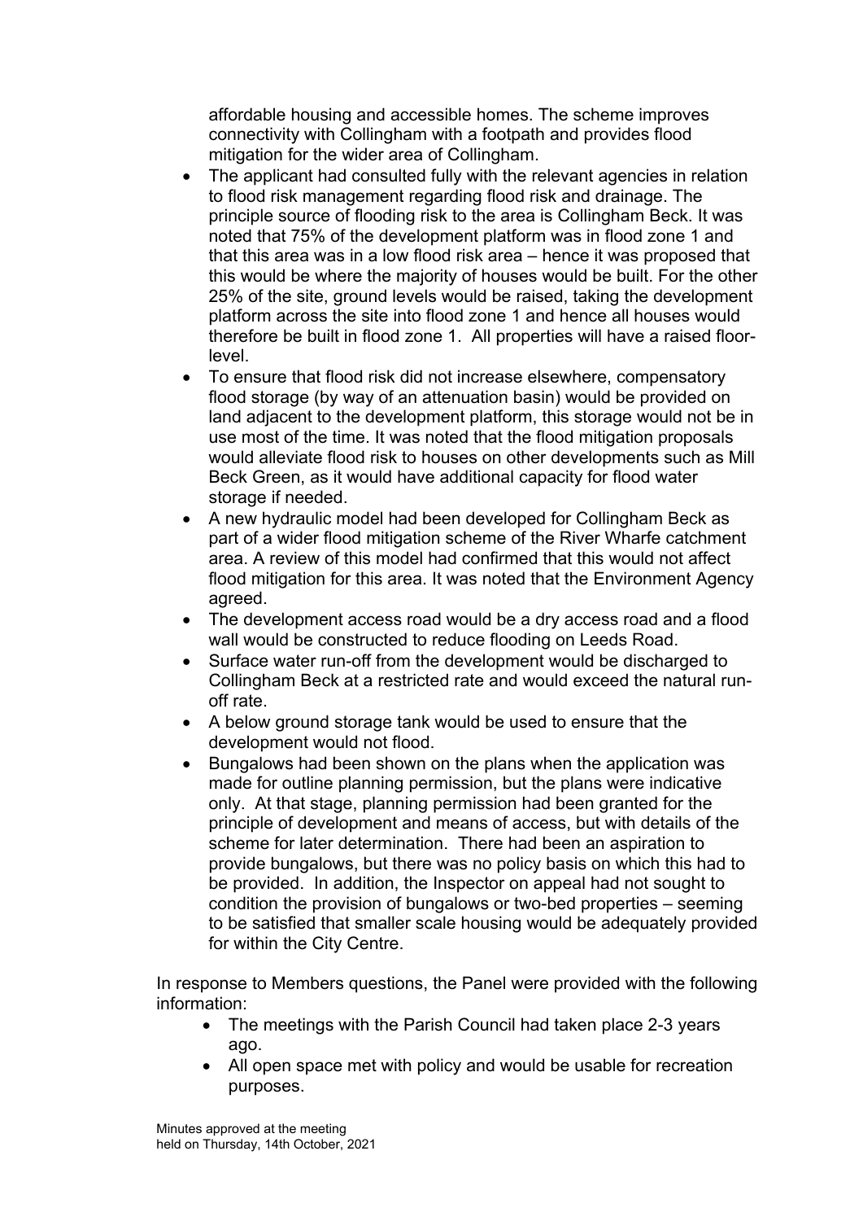affordable housing and accessible homes. The scheme improves connectivity with Collingham with a footpath and provides flood mitigation for the wider area of Collingham.

- The applicant had consulted fully with the relevant agencies in relation to flood risk management regarding flood risk and drainage. The principle source of flooding risk to the area is Collingham Beck. It was noted that 75% of the development platform was in flood zone 1 and that this area was in a low flood risk area – hence it was proposed that this would be where the majority of houses would be built. For the other 25% of the site, ground levels would be raised, taking the development platform across the site into flood zone 1 and hence all houses would therefore be built in flood zone 1. All properties will have a raised floor-level.
- To ensure that flood risk did not increase elsewhere, compensatory flood storage (by way of an attenuation basin) would be provided on land adjacent to the development platform, this storage would not be in use most of the time. It was noted that the flood mitigation proposals would alleviate flood risk to houses on other developments such as Mill Beck Green, as it would have additional capacity for flood water storage if needed.
- A new hydraulic model had been developed for Collingham Beck as part of a wider flood mitigation scheme of the River Wharfe catchment area. A review of this model had confirmed that this would not affect flood mitigation for this area. It was noted that the Environment Agency agreed.
- The development access road would be a dry access road and a flood wall would be constructed to reduce flooding on Leeds Road.
- Surface water run-off from the development would be discharged to Collingham Beck at a restricted rate and would exceed the natural run-off rate.
- A below ground storage tank would be used to ensure that the development would not flood.
- Bungalows had been shown on the plans when the application was made for outline planning permission, but the plans were indicative only. At that stage, planning permission had been granted for the principle of development and means of access, but with details of the scheme for later determination. There had been an aspiration to provide bungalows, but there was no policy basis on which this had to be provided. In addition, the Inspector on appeal had not sought to condition the provision of bungalows or two-bed properties – seeming to be satisfied that smaller scale housing would be adequately provided for within the City Centre.

In response to Members questions, the Panel were provided with the following information:

- The meetings with the Parish Council had taken place 2-3 years ago.
- All open space met with policy and would be usable for recreation purposes.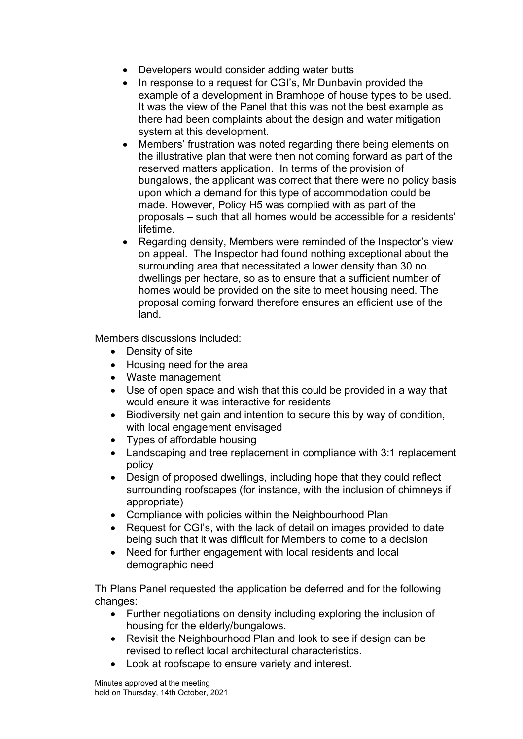- Developers would consider adding water butts
- In response to a request for CGI's, Mr Dunbavin provided the example of a development in Bramhope of house types to be used. It was the view of the Panel that this was not the best example as there had been complaints about the design and water mitigation system at this development.
- Members' frustration was noted regarding there being elements on the illustrative plan that were then not coming forward as part of the reserved matters application. In terms of the provision of bungalows, the applicant was correct that there were no policy basis upon which a demand for this type of accommodation could be made. However, Policy H5 was complied with as part of the proposals – such that all homes would be accessible for a residents' lifetime.
- Regarding density, Members were reminded of the Inspector's view on appeal. The Inspector had found nothing exceptional about the surrounding area that necessitated a lower density than 30 no. dwellings per hectare, so as to ensure that a sufficient number of homes would be provided on the site to meet housing need. The proposal coming forward therefore ensures an efficient use of the land.

Members discussions included:

- Density of site
- Housing need for the area
- Waste management
- Use of open space and wish that this could be provided in a way that would ensure it was interactive for residents
- Biodiversity net gain and intention to secure this by way of condition, with local engagement envisaged
- Types of affordable housing
- Landscaping and tree replacement in compliance with 3:1 replacement policy
- Design of proposed dwellings, including hope that they could reflect surrounding roofscapes (for instance, with the inclusion of chimneys if appropriate)
- Compliance with policies within the Neighbourhood Plan
- Request for CGI's, with the lack of detail on images provided to date being such that it was difficult for Members to come to a decision
- Need for further engagement with local residents and local demographic need

Th Plans Panel requested the application be deferred and for the following changes:

- Further negotiations on density including exploring the inclusion of housing for the elderly/bungalows.
- Revisit the Neighbourhood Plan and look to see if design can be revised to reflect local architectural characteristics.
- Look at roofscape to ensure variety and interest.

Minutes approved at the meeting
held on Thursday, 14th October, 2021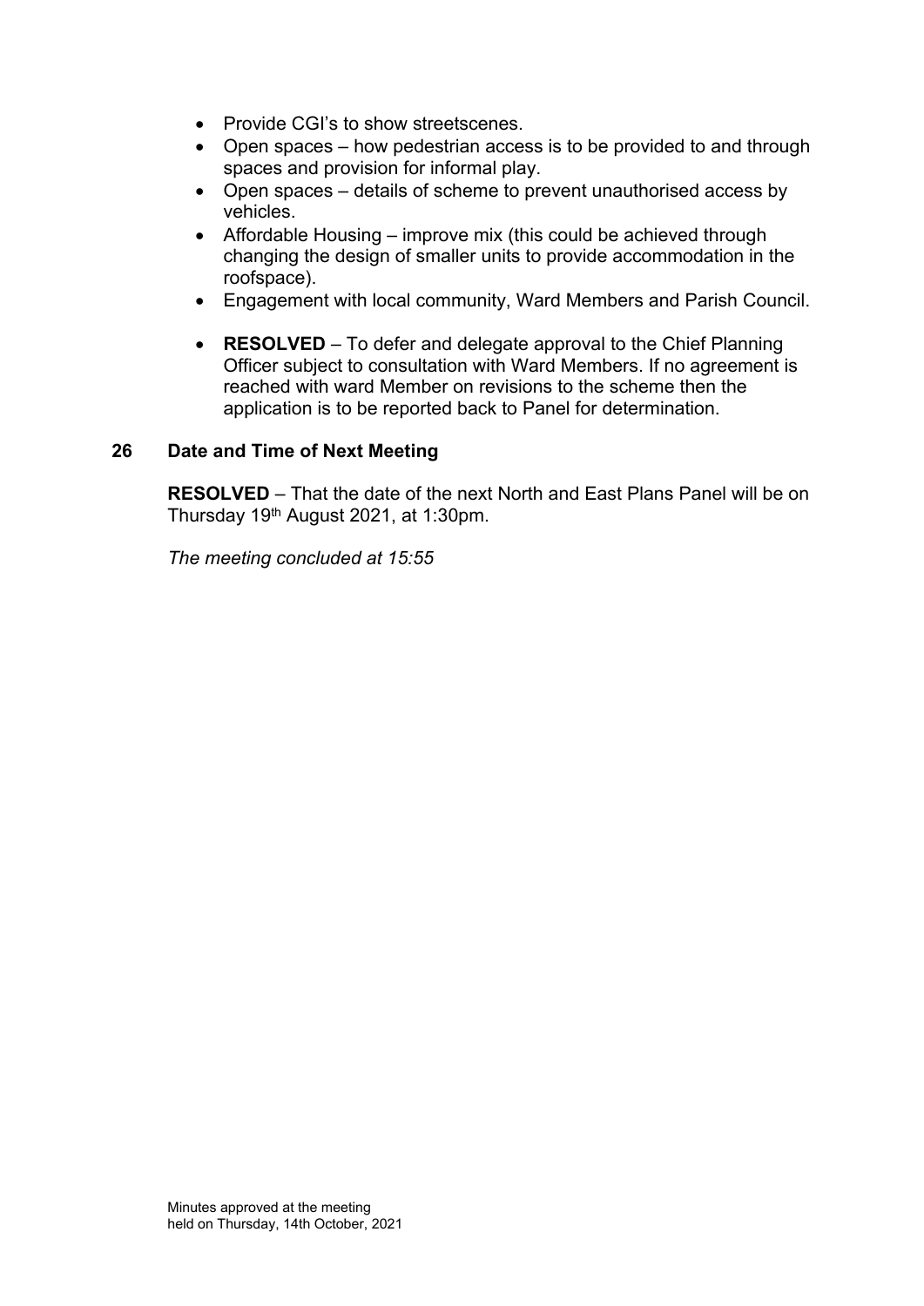- Provide CGI's to show streetscenes.
- Open spaces – how pedestrian access is to be provided to and through spaces and provision for informal play.
- Open spaces – details of scheme to prevent unauthorised access by vehicles.
- Affordable Housing – improve mix (this could be achieved through changing the design of smaller units to provide accommodation in the roofspace).
- Engagement with local community, Ward Members and Parish Council.

- **RESOLVED** – To defer and delegate approval to the Chief Planning Officer subject to consultation with Ward Members. If no agreement is reached with ward Member on revisions to the scheme then the application is to be reported back to Panel for determination.

## 26 Date and Time of Next Meeting

**RESOLVED** – That the date of the next North and East Plans Panel will be on Thursday 19th August 2021, at 1:30pm.

*The meeting concluded at 15:55*

Minutes approved at the meeting
held on Thursday, 14th October, 2021